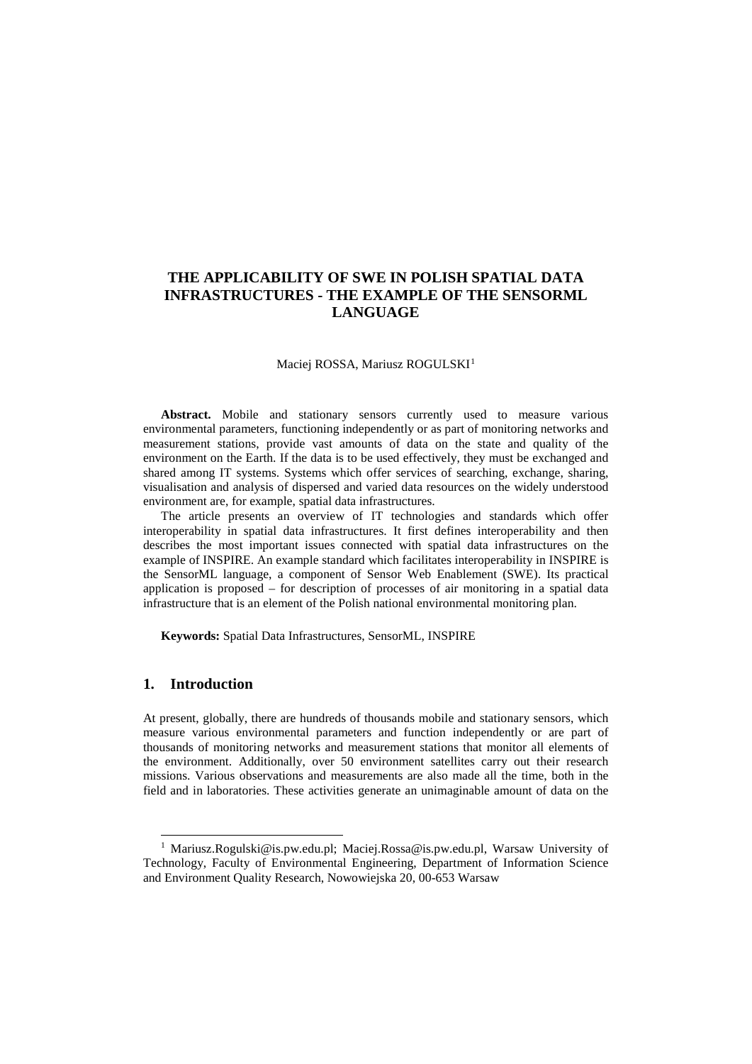# THE APPLICABILITY OF SWE IN POLISH SPATIAL DATA INFRASTRUCTURES - THE EXAMPLE OF THE SENSORML LANGUAGE

Maciej ROSSA, Mariusz ROGULSKI[1]

**Abstract.** Mobile and stationary sensors currently used to measure various environmental parameters, functioning independently or as part of monitoring networks and measurement stations, provide vast amounts of data on the state and quality of the environment on the Earth. If the data is to be used effectively, they must be exchanged and shared among IT systems. Systems which offer services of searching, exchange, sharing, visualisation and analysis of dispersed and varied data resources on the widely understood environment are, for example, spatial data infrastructures.

The article presents an overview of IT technologies and standards which offer interoperability in spatial data infrastructures. It first defines interoperability and then describes the most important issues connected with spatial data infrastructures on the example of INSPIRE. An example standard which facilitates interoperability in INSPIRE is the SensorML language, a component of Sensor Web Enablement (SWE). Its practical application is proposed – for description of processes of air monitoring in a spatial data infrastructure that is an element of the Polish national environmental monitoring plan.

**Keywords:** Spatial Data Infrastructures, SensorML, INSPIRE

## 1. Introduction

At present, globally, there are hundreds of thousands mobile and stationary sensors, which measure various environmental parameters and function independently or are part of thousands of monitoring networks and measurement stations that monitor all elements of the environment. Additionally, over 50 environment satellites carry out their research missions. Various observations and measurements are also made all the time, both in the field and in laboratories. These activities generate an unimaginable amount of data on the

[1] Mariusz.Rogulski@is.pw.edu.pl; Maciej.Rossa@is.pw.edu.pl, Warsaw University of Technology, Faculty of Environmental Engineering, Department of Information Science and Environment Quality Research, Nowowiejska 20, 00-653 Warsaw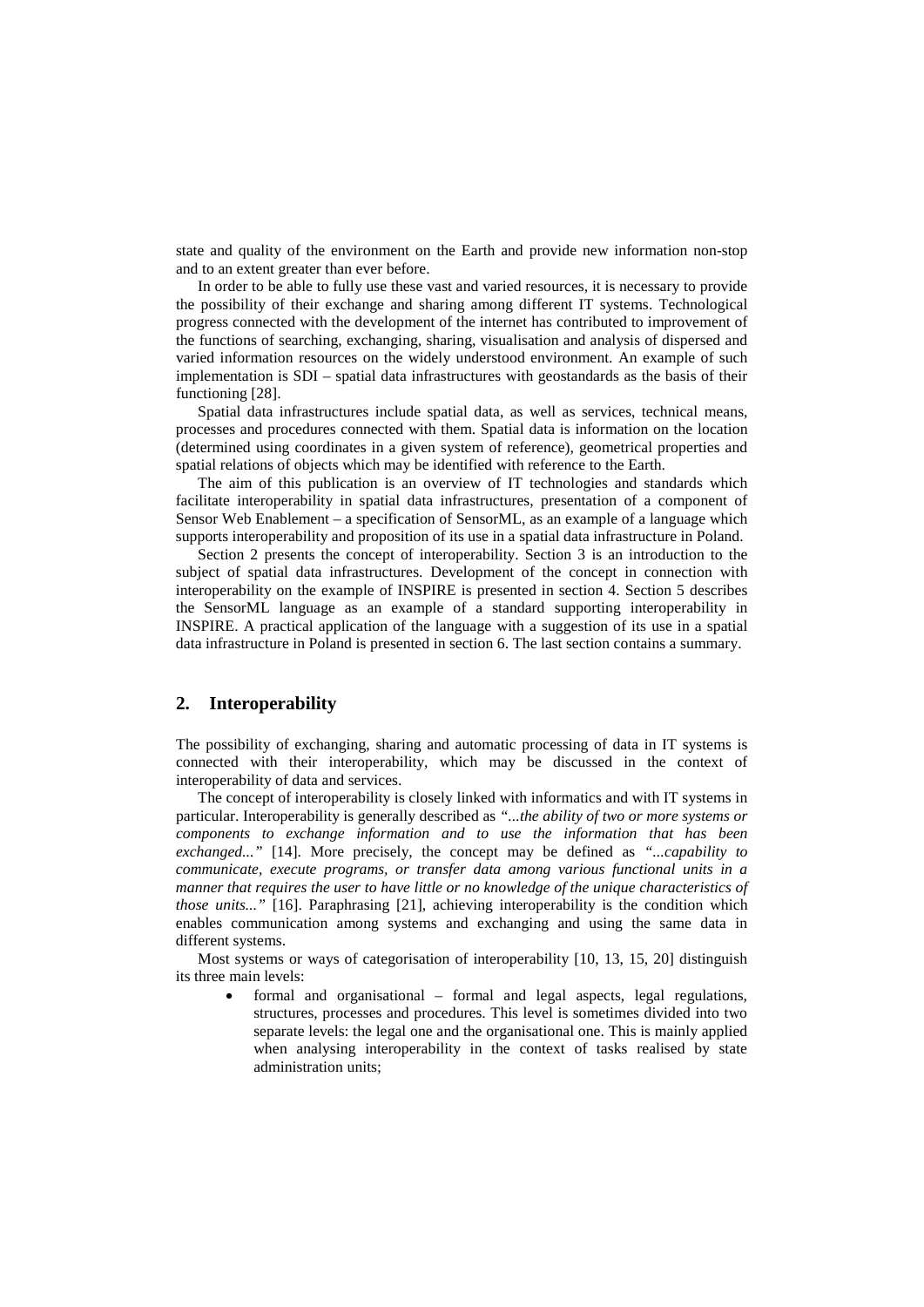state and quality of the environment on the Earth and provide new information non-stop and to an extent greater than ever before.

In order to be able to fully use these vast and varied resources, it is necessary to provide the possibility of their exchange and sharing among different IT systems. Technological progress connected with the development of the internet has contributed to improvement of the functions of searching, exchanging, sharing, visualisation and analysis of dispersed and varied information resources on the widely understood environment. An example of such implementation is SDI – spatial data infrastructures with geostandards as the basis of their functioning [28].

Spatial data infrastructures include spatial data, as well as services, technical means, processes and procedures connected with them. Spatial data is information on the location (determined using coordinates in a given system of reference), geometrical properties and spatial relations of objects which may be identified with reference to the Earth.

The aim of this publication is an overview of IT technologies and standards which facilitate interoperability in spatial data infrastructures, presentation of a component of Sensor Web Enablement – a specification of SensorML, as an example of a language which supports interoperability and proposition of its use in a spatial data infrastructure in Poland.

Section 2 presents the concept of interoperability. Section 3 is an introduction to the subject of spatial data infrastructures. Development of the concept in connection with interoperability on the example of INSPIRE is presented in section 4. Section 5 describes the SensorML language as an example of a standard supporting interoperability in INSPIRE. A practical application of the language with a suggestion of its use in a spatial data infrastructure in Poland is presented in section 6. The last section contains a summary.

## 2. Interoperability

The possibility of exchanging, sharing and automatic processing of data in IT systems is connected with their interoperability, which may be discussed in the context of interoperability of data and services.

The concept of interoperability is closely linked with informatics and with IT systems in particular. Interoperability is generally described as *"...the ability of two or more systems or components to exchange information and to use the information that has been exchanged..."* [14]. More precisely, the concept may be defined as *"...capability to communicate, execute programs, or transfer data among various functional units in a manner that requires the user to have little or no knowledge of the unique characteristics of those units..."* [16]. Paraphrasing [21], achieving interoperability is the condition which enables communication among systems and exchanging and using the same data in different systems.

Most systems or ways of categorisation of interoperability [10, 13, 15, 20] distinguish its three main levels:

- formal and organisational – formal and legal aspects, legal regulations, structures, processes and procedures. This level is sometimes divided into two separate levels: the legal one and the organisational one. This is mainly applied when analysing interoperability in the context of tasks realised by state administration units;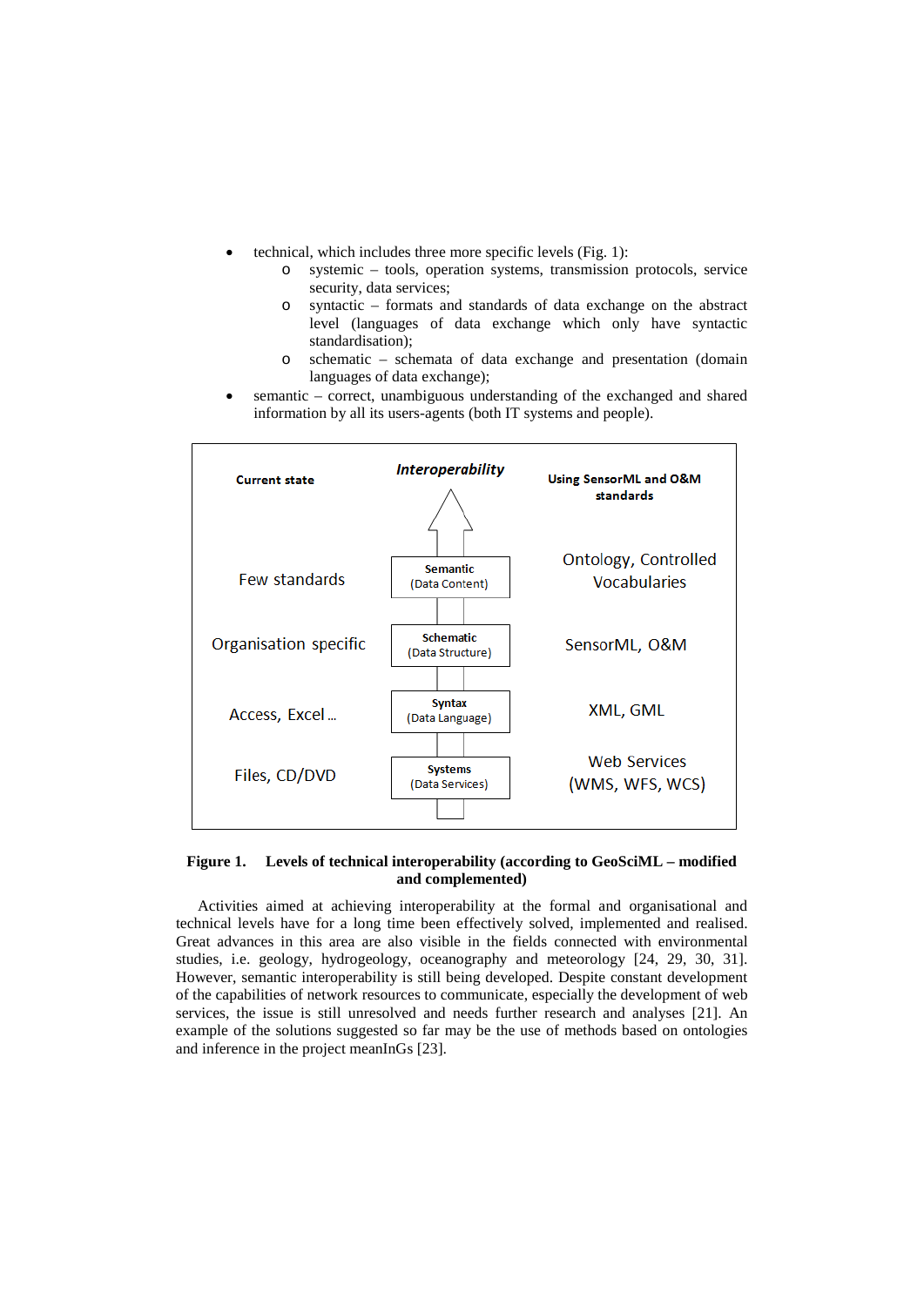- technical, which includes three more specific levels (Fig. 1):
  - systemic – tools, operation systems, transmission protocols, service security, data services;
  - syntactic – formats and standards of data exchange on the abstract level (languages of data exchange which only have syntactic standardisation);
  - schematic – schemata of data exchange and presentation (domain languages of data exchange);
- semantic – correct, unambiguous understanding of the exchanged and shared information by all its users-agents (both IT systems and people).

| Current state | *Interoperability* | Using SensorML and O&M standards |
|---|---|---|
| Few standards | Semantic (Data Content) | Ontology, Controlled Vocabularies |
| Organisation specific | Schematic (Data Structure) | SensorML, O&M |
| Access, Excel ... | Syntax (Data Language) | XML, GML |
| Files, CD/DVD | Systems (Data Services) | Web Services (WMS, WFS, WCS) |

**Figure 1. Levels of technical interoperability (according to GeoSciML – modified and complemented)**

Activities aimed at achieving interoperability at the formal and organisational and technical levels have for a long time been effectively solved, implemented and realised. Great advances in this area are also visible in the fields connected with environmental studies, i.e. geology, hydrogeology, oceanography and meteorology [24, 29, 30, 31]. However, semantic interoperability is still being developed. Despite constant development of the capabilities of network resources to communicate, especially the development of web services, the issue is still unresolved and needs further research and analyses [21]. An example of the solutions suggested so far may be the use of methods based on ontologies and inference in the project meanInGs [23].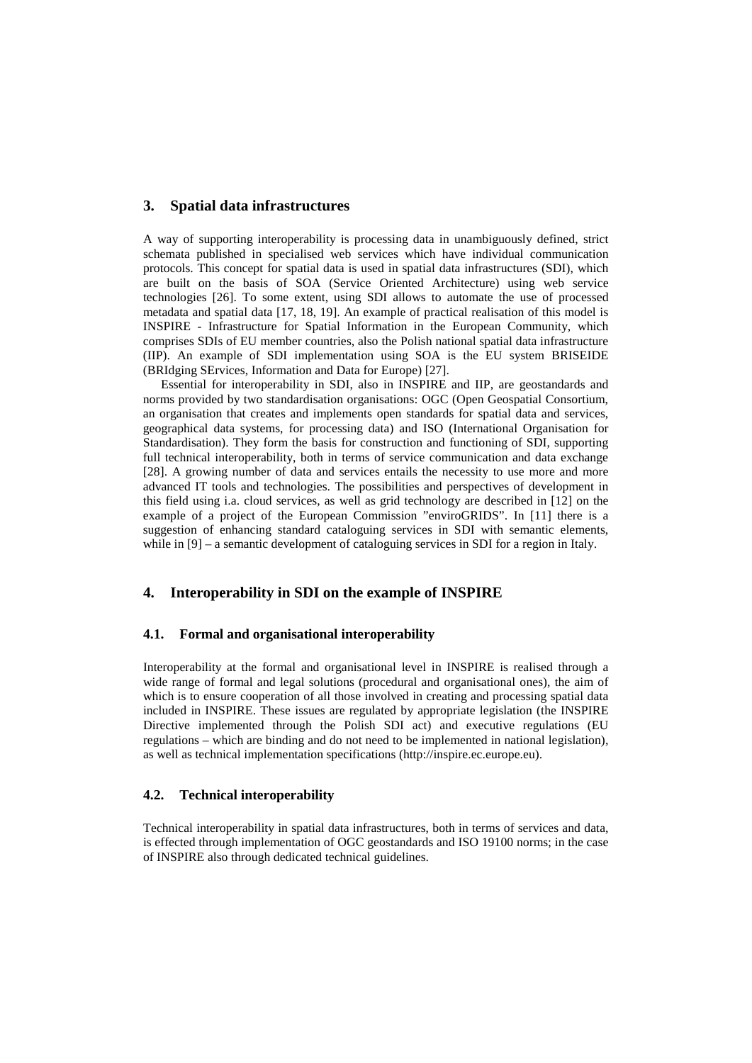## 3. Spatial data infrastructures

A way of supporting interoperability is processing data in unambiguously defined, strict schemata published in specialised web services which have individual communication protocols. This concept for spatial data is used in spatial data infrastructures (SDI), which are built on the basis of SOA (Service Oriented Architecture) using web service technologies [26]. To some extent, using SDI allows to automate the use of processed metadata and spatial data [17, 18, 19]. An example of practical realisation of this model is INSPIRE - Infrastructure for Spatial Information in the European Community, which comprises SDIs of EU member countries, also the Polish national spatial data infrastructure (IIP). An example of SDI implementation using SOA is the EU system BRISEIDE (BRIdging SErvices, Information and Data for Europe) [27].

Essential for interoperability in SDI, also in INSPIRE and IIP, are geostandards and norms provided by two standardisation organisations: OGC (Open Geospatial Consortium, an organisation that creates and implements open standards for spatial data and services, geographical data systems, for processing data) and ISO (International Organisation for Standardisation). They form the basis for construction and functioning of SDI, supporting full technical interoperability, both in terms of service communication and data exchange [28]. A growing number of data and services entails the necessity to use more and more advanced IT tools and technologies. The possibilities and perspectives of development in this field using i.a. cloud services, as well as grid technology are described in [12] on the example of a project of the European Commission "enviroGRIDS". In [11] there is a suggestion of enhancing standard cataloguing services in SDI with semantic elements, while in [9] – a semantic development of cataloguing services in SDI for a region in Italy.

## 4. Interoperability in SDI on the example of INSPIRE

### 4.1. Formal and organisational interoperability

Interoperability at the formal and organisational level in INSPIRE is realised through a wide range of formal and legal solutions (procedural and organisational ones), the aim of which is to ensure cooperation of all those involved in creating and processing spatial data included in INSPIRE. These issues are regulated by appropriate legislation (the INSPIRE Directive implemented through the Polish SDI act) and executive regulations (EU regulations – which are binding and do not need to be implemented in national legislation), as well as technical implementation specifications (http://inspire.ec.europe.eu).

### 4.2. Technical interoperability

Technical interoperability in spatial data infrastructures, both in terms of services and data, is effected through implementation of OGC geostandards and ISO 19100 norms; in the case of INSPIRE also through dedicated technical guidelines.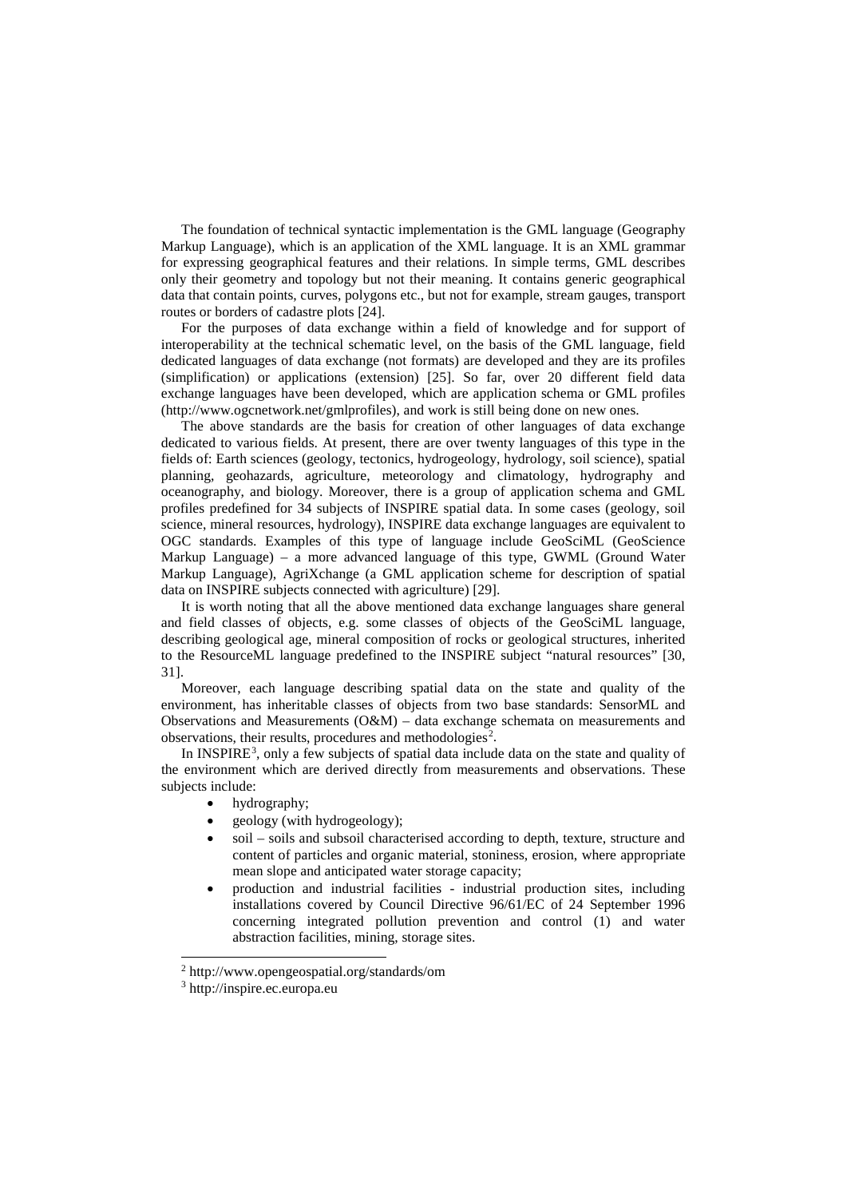The foundation of technical syntactic implementation is the GML language (Geography Markup Language), which is an application of the XML language. It is an XML grammar for expressing geographical features and their relations. In simple terms, GML describes only their geometry and topology but not their meaning. It contains generic geographical data that contain points, curves, polygons etc., but not for example, stream gauges, transport routes or borders of cadastre plots [24].

For the purposes of data exchange within a field of knowledge and for support of interoperability at the technical schematic level, on the basis of the GML language, field dedicated languages of data exchange (not formats) are developed and they are its profiles (simplification) or applications (extension) [25]. So far, over 20 different field data exchange languages have been developed, which are application schema or GML profiles (http://www.ogcnetwork.net/gmlprofiles), and work is still being done on new ones.

The above standards are the basis for creation of other languages of data exchange dedicated to various fields. At present, there are over twenty languages of this type in the fields of: Earth sciences (geology, tectonics, hydrogeology, hydrology, soil science), spatial planning, geohazards, agriculture, meteorology and climatology, hydrography and oceanography, and biology. Moreover, there is a group of application schema and GML profiles predefined for 34 subjects of INSPIRE spatial data. In some cases (geology, soil science, mineral resources, hydrology), INSPIRE data exchange languages are equivalent to OGC standards. Examples of this type of language include GeoSciML (GeoScience Markup Language) – a more advanced language of this type, GWML (Ground Water Markup Language), AgriXchange (a GML application scheme for description of spatial data on INSPIRE subjects connected with agriculture) [29].

It is worth noting that all the above mentioned data exchange languages share general and field classes of objects, e.g. some classes of objects of the GeoSciML language, describing geological age, mineral composition of rocks or geological structures, inherited to the ResourceML language predefined to the INSPIRE subject "natural resources" [30, 31].

Moreover, each language describing spatial data on the state and quality of the environment, has inheritable classes of objects from two base standards: SensorML and Observations and Measurements (O&M) – data exchange schemata on measurements and observations, their results, procedures and methodologies[2].

In INSPIRE[3], only a few subjects of spatial data include data on the state and quality of the environment which are derived directly from measurements and observations. These subjects include:

- hydrography;
- geology (with hydrogeology);
- soil – soils and subsoil characterised according to depth, texture, structure and content of particles and organic material, stoniness, erosion, where appropriate mean slope and anticipated water storage capacity;
- production and industrial facilities - industrial production sites, including installations covered by Council Directive 96/61/EC of 24 September 1996 concerning integrated pollution prevention and control (1) and water abstraction facilities, mining, storage sites.

---

[2] http://www.opengeospatial.org/standards/om

[3] http://inspire.ec.europa.eu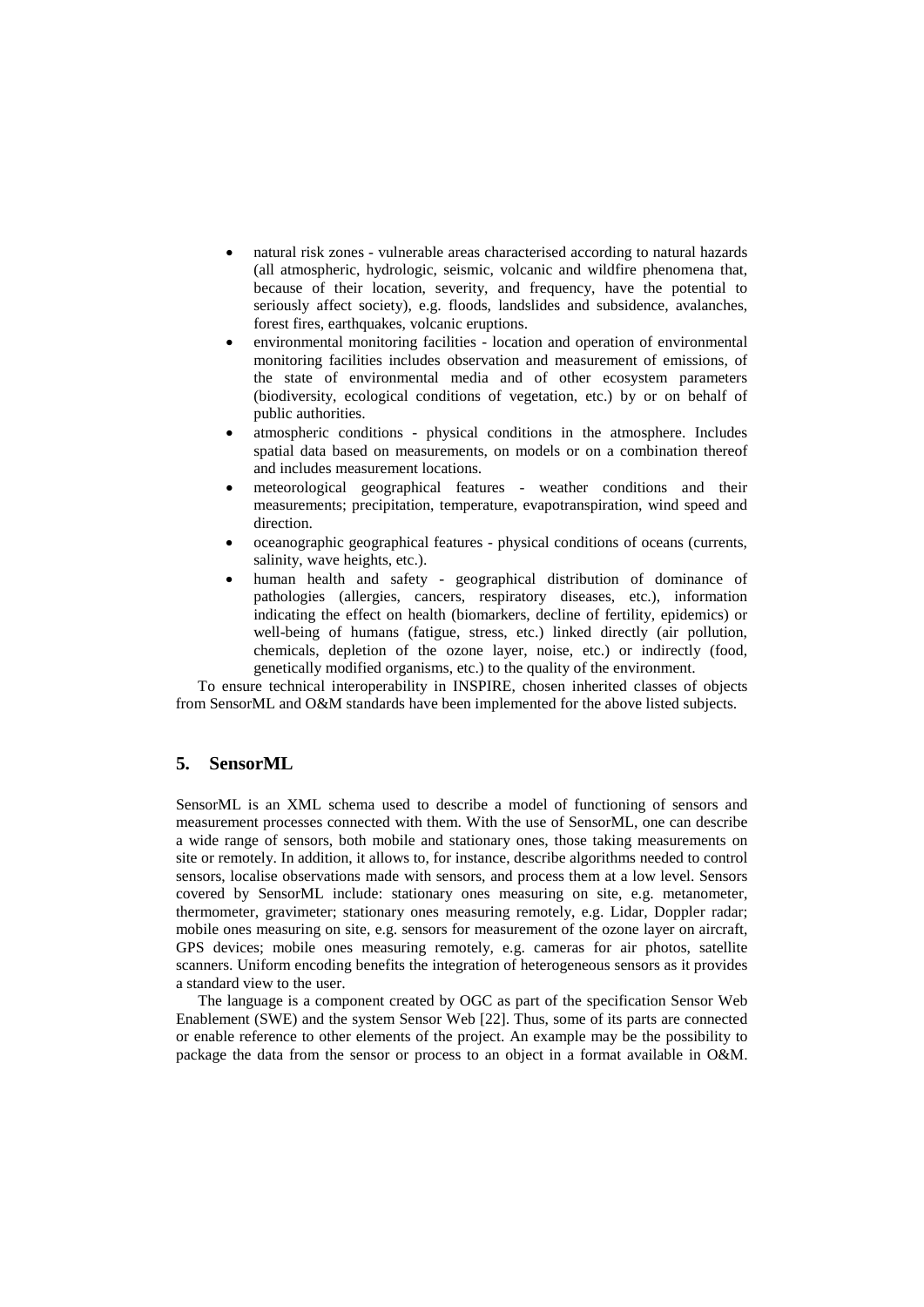- natural risk zones - vulnerable areas characterised according to natural hazards (all atmospheric, hydrologic, seismic, volcanic and wildfire phenomena that, because of their location, severity, and frequency, have the potential to seriously affect society), e.g. floods, landslides and subsidence, avalanches, forest fires, earthquakes, volcanic eruptions.
- environmental monitoring facilities - location and operation of environmental monitoring facilities includes observation and measurement of emissions, of the state of environmental media and of other ecosystem parameters (biodiversity, ecological conditions of vegetation, etc.) by or on behalf of public authorities.
- atmospheric conditions - physical conditions in the atmosphere. Includes spatial data based on measurements, on models or on a combination thereof and includes measurement locations.
- meteorological geographical features - weather conditions and their measurements; precipitation, temperature, evapotranspiration, wind speed and direction.
- oceanographic geographical features - physical conditions of oceans (currents, salinity, wave heights, etc.).
- human health and safety - geographical distribution of dominance of pathologies (allergies, cancers, respiratory diseases, etc.), information indicating the effect on health (biomarkers, decline of fertility, epidemics) or well-being of humans (fatigue, stress, etc.) linked directly (air pollution, chemicals, depletion of the ozone layer, noise, etc.) or indirectly (food, genetically modified organisms, etc.) to the quality of the environment.

To ensure technical interoperability in INSPIRE, chosen inherited classes of objects from SensorML and O&M standards have been implemented for the above listed subjects.

## 5. SensorML

SensorML is an XML schema used to describe a model of functioning of sensors and measurement processes connected with them. With the use of SensorML, one can describe a wide range of sensors, both mobile and stationary ones, those taking measurements on site or remotely. In addition, it allows to, for instance, describe algorithms needed to control sensors, localise observations made with sensors, and process them at a low level. Sensors covered by SensorML include: stationary ones measuring on site, e.g. metanometer, thermometer, gravimeter; stationary ones measuring remotely, e.g. Lidar, Doppler radar; mobile ones measuring on site, e.g. sensors for measurement of the ozone layer on aircraft, GPS devices; mobile ones measuring remotely, e.g. cameras for air photos, satellite scanners. Uniform encoding benefits the integration of heterogeneous sensors as it provides a standard view to the user.

The language is a component created by OGC as part of the specification Sensor Web Enablement (SWE) and the system Sensor Web [22]. Thus, some of its parts are connected or enable reference to other elements of the project. An example may be the possibility to package the data from the sensor or process to an object in a format available in O&M.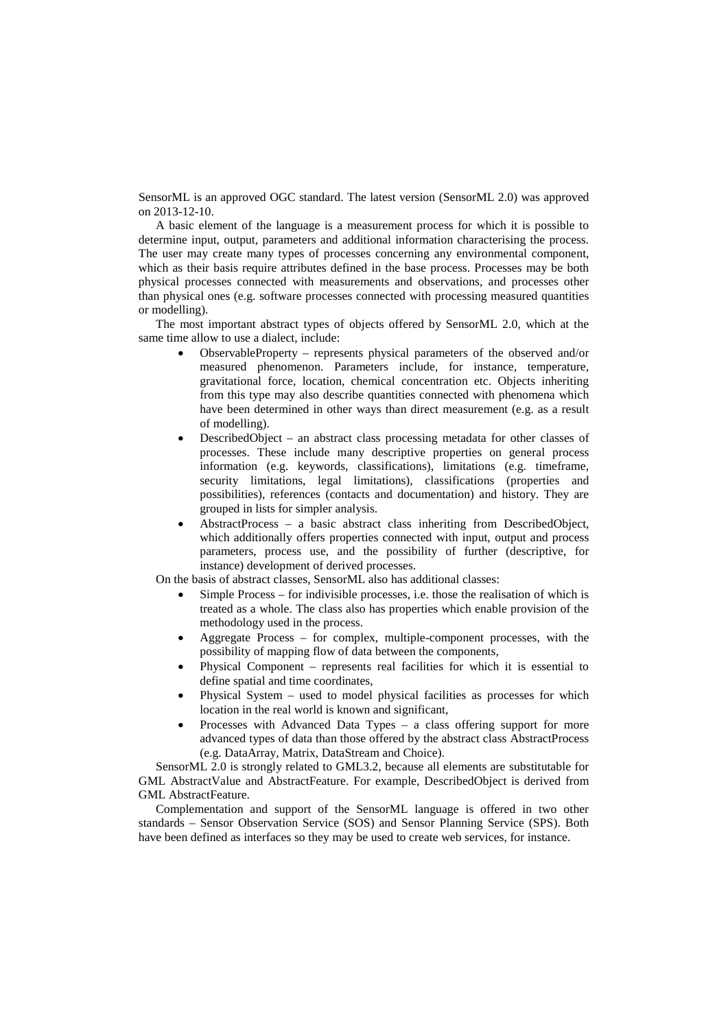SensorML is an approved OGC standard. The latest version (SensorML 2.0) was approved on 2013-12-10.

A basic element of the language is a measurement process for which it is possible to determine input, output, parameters and additional information characterising the process. The user may create many types of processes concerning any environmental component, which as their basis require attributes defined in the base process. Processes may be both physical processes connected with measurements and observations, and processes other than physical ones (e.g. software processes connected with processing measured quantities or modelling).

The most important abstract types of objects offered by SensorML 2.0, which at the same time allow to use a dialect, include:

- ObservableProperty – represents physical parameters of the observed and/or measured phenomenon. Parameters include, for instance, temperature, gravitational force, location, chemical concentration etc. Objects inheriting from this type may also describe quantities connected with phenomena which have been determined in other ways than direct measurement (e.g. as a result of modelling).
- DescribedObject – an abstract class processing metadata for other classes of processes. These include many descriptive properties on general process information (e.g. keywords, classifications), limitations (e.g. timeframe, security limitations, legal limitations), classifications (properties and possibilities), references (contacts and documentation) and history. They are grouped in lists for simpler analysis.
- AbstractProcess – a basic abstract class inheriting from DescribedObject, which additionally offers properties connected with input, output and process parameters, process use, and the possibility of further (descriptive, for instance) development of derived processes.

On the basis of abstract classes, SensorML also has additional classes:

- Simple Process – for indivisible processes, i.e. those the realisation of which is treated as a whole. The class also has properties which enable provision of the methodology used in the process.
- Aggregate Process – for complex, multiple-component processes, with the possibility of mapping flow of data between the components,
- Physical Component – represents real facilities for which it is essential to define spatial and time coordinates,
- Physical System – used to model physical facilities as processes for which location in the real world is known and significant,
- Processes with Advanced Data Types – a class offering support for more advanced types of data than those offered by the abstract class AbstractProcess (e.g. DataArray, Matrix, DataStream and Choice).

SensorML 2.0 is strongly related to GML3.2, because all elements are substitutable for GML AbstractValue and AbstractFeature. For example, DescribedObject is derived from GML AbstractFeature.

Complementation and support of the SensorML language is offered in two other standards – Sensor Observation Service (SOS) and Sensor Planning Service (SPS). Both have been defined as interfaces so they may be used to create web services, for instance.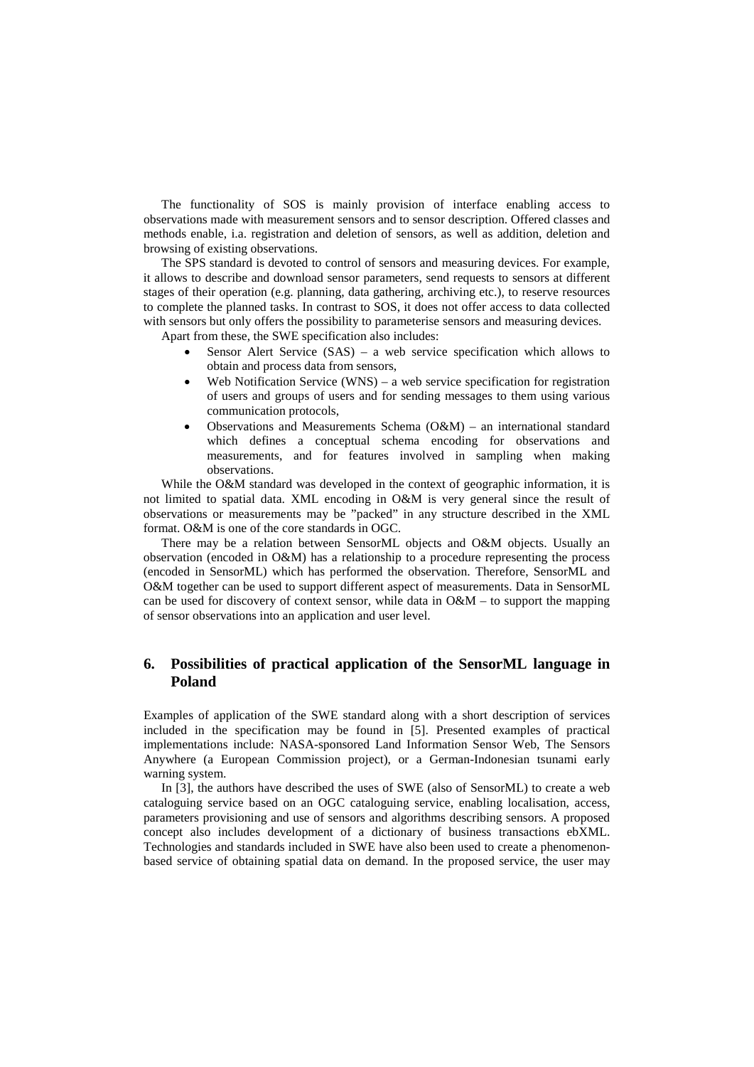The functionality of SOS is mainly provision of interface enabling access to observations made with measurement sensors and to sensor description. Offered classes and methods enable, i.a. registration and deletion of sensors, as well as addition, deletion and browsing of existing observations.

The SPS standard is devoted to control of sensors and measuring devices. For example, it allows to describe and download sensor parameters, send requests to sensors at different stages of their operation (e.g. planning, data gathering, archiving etc.), to reserve resources to complete the planned tasks. In contrast to SOS, it does not offer access to data collected with sensors but only offers the possibility to parameterise sensors and measuring devices.

Apart from these, the SWE specification also includes:

- Sensor Alert Service (SAS) – a web service specification which allows to obtain and process data from sensors,
- Web Notification Service (WNS) – a web service specification for registration of users and groups of users and for sending messages to them using various communication protocols,
- Observations and Measurements Schema (O&M) – an international standard which defines a conceptual schema encoding for observations and measurements, and for features involved in sampling when making observations.

While the O&M standard was developed in the context of geographic information, it is not limited to spatial data. XML encoding in O&M is very general since the result of observations or measurements may be "packed" in any structure described in the XML format. O&M is one of the core standards in OGC.

There may be a relation between SensorML objects and O&M objects. Usually an observation (encoded in O&M) has a relationship to a procedure representing the process (encoded in SensorML) which has performed the observation. Therefore, SensorML and O&M together can be used to support different aspect of measurements. Data in SensorML can be used for discovery of context sensor, while data in O&M – to support the mapping of sensor observations into an application and user level.

## 6. Possibilities of practical application of the SensorML language in Poland

Examples of application of the SWE standard along with a short description of services included in the specification may be found in [5]. Presented examples of practical implementations include: NASA-sponsored Land Information Sensor Web, The Sensors Anywhere (a European Commission project), or a German-Indonesian tsunami early warning system.

In [3], the authors have described the uses of SWE (also of SensorML) to create a web cataloguing service based on an OGC cataloguing service, enabling localisation, access, parameters provisioning and use of sensors and algorithms describing sensors. A proposed concept also includes development of a dictionary of business transactions ebXML. Technologies and standards included in SWE have also been used to create a phenomenon-based service of obtaining spatial data on demand. In the proposed service, the user may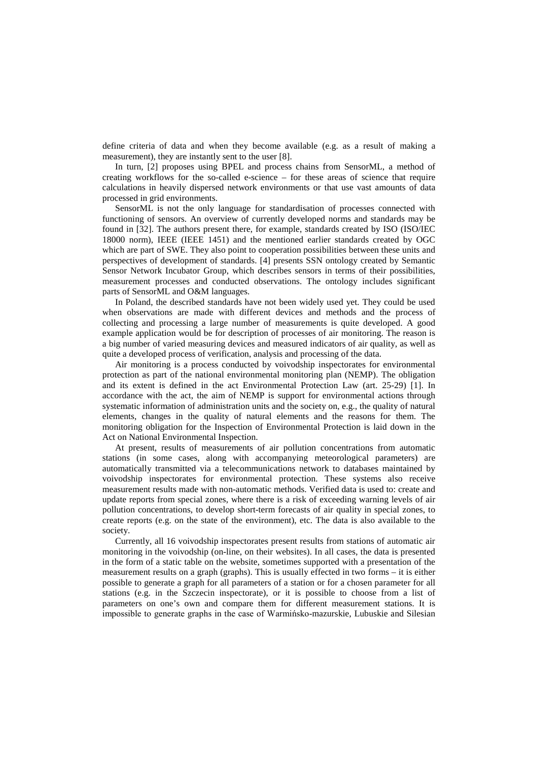define criteria of data and when they become available (e.g. as a result of making a measurement), they are instantly sent to the user [8].

In turn, [2] proposes using BPEL and process chains from SensorML, a method of creating workflows for the so-called e-science – for these areas of science that require calculations in heavily dispersed network environments or that use vast amounts of data processed in grid environments.

SensorML is not the only language for standardisation of processes connected with functioning of sensors. An overview of currently developed norms and standards may be found in [32]. The authors present there, for example, standards created by ISO (ISO/IEC 18000 norm), IEEE (IEEE 1451) and the mentioned earlier standards created by OGC which are part of SWE. They also point to cooperation possibilities between these units and perspectives of development of standards. [4] presents SSN ontology created by Semantic Sensor Network Incubator Group, which describes sensors in terms of their possibilities, measurement processes and conducted observations. The ontology includes significant parts of SensorML and O&M languages.

In Poland, the described standards have not been widely used yet. They could be used when observations are made with different devices and methods and the process of collecting and processing a large number of measurements is quite developed. A good example application would be for description of processes of air monitoring. The reason is a big number of varied measuring devices and measured indicators of air quality, as well as quite a developed process of verification, analysis and processing of the data.

Air monitoring is a process conducted by voivodship inspectorates for environmental protection as part of the national environmental monitoring plan (NEMP). The obligation and its extent is defined in the act Environmental Protection Law (art. 25-29) [1]. In accordance with the act, the aim of NEMP is support for environmental actions through systematic information of administration units and the society on, e.g., the quality of natural elements, changes in the quality of natural elements and the reasons for them. The monitoring obligation for the Inspection of Environmental Protection is laid down in the Act on National Environmental Inspection.

At present, results of measurements of air pollution concentrations from automatic stations (in some cases, along with accompanying meteorological parameters) are automatically transmitted via a telecommunications network to databases maintained by voivodship inspectorates for environmental protection. These systems also receive measurement results made with non-automatic methods. Verified data is used to: create and update reports from special zones, where there is a risk of exceeding warning levels of air pollution concentrations, to develop short-term forecasts of air quality in special zones, to create reports (e.g. on the state of the environment), etc. The data is also available to the society.

Currently, all 16 voivodship inspectorates present results from stations of automatic air monitoring in the voivodship (on-line, on their websites). In all cases, the data is presented in the form of a static table on the website, sometimes supported with a presentation of the measurement results on a graph (graphs). This is usually effected in two forms – it is either possible to generate a graph for all parameters of a station or for a chosen parameter for all stations (e.g. in the Szczecin inspectorate), or it is possible to choose from a list of parameters on one's own and compare them for different measurement stations. It is impossible to generate graphs in the case of Warmińsko-mazurskie, Lubuskie and Silesian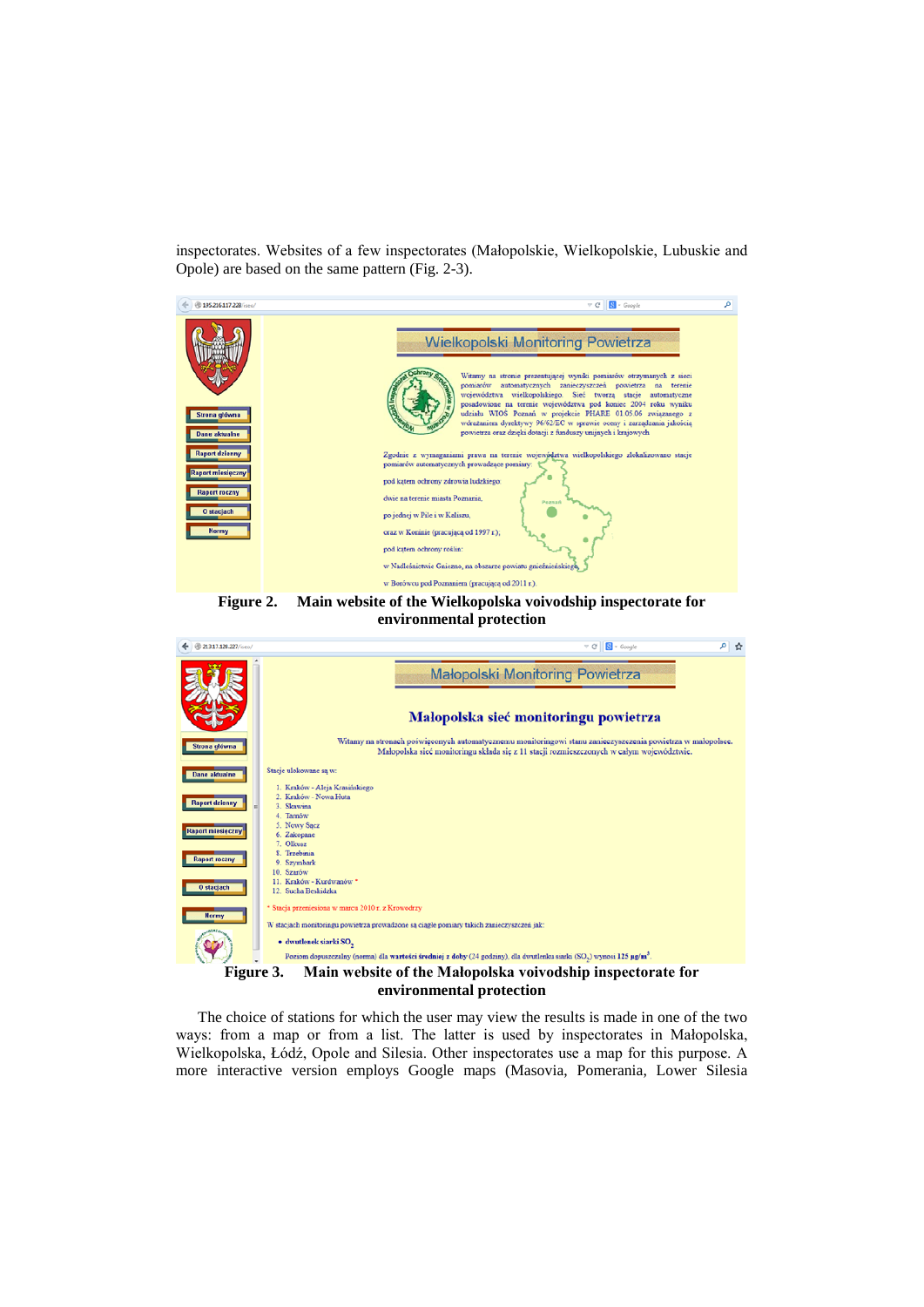inspectorates. Websites of a few inspectorates (Małopolskie, Wielkopolskie, Lubuskie and Opole) are based on the same pattern (Fig. 2-3).

**Figure 2. Main website of the Wielkopolska voivodship inspectorate for environmental protection**

**Figure 3. Main website of the Małopolska voivodship inspectorate for environmental protection**

The choice of stations for which the user may view the results is made in one of the two ways: from a map or from a list. The latter is used by inspectorates in Małopolska, Wielkopolska, Łódź, Opole and Silesia. Other inspectorates use a map for this purpose. A more interactive version employs Google maps (Masovia, Pomerania, Lower Silesia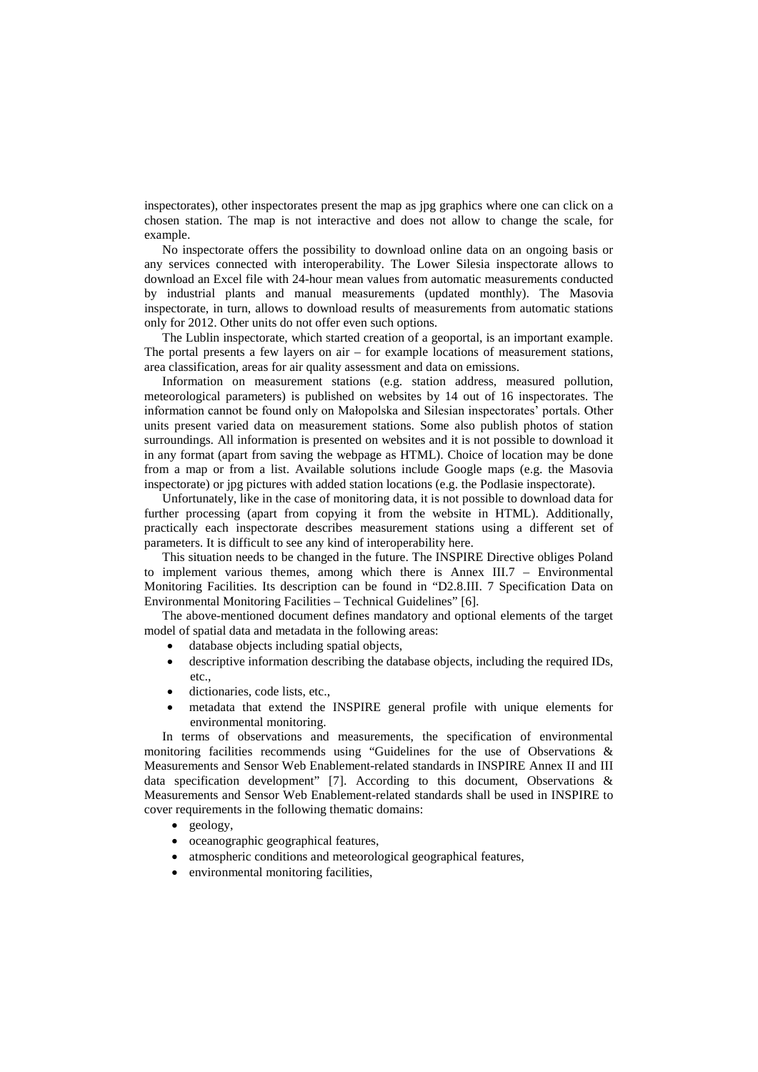inspectorates), other inspectorates present the map as jpg graphics where one can click on a chosen station. The map is not interactive and does not allow to change the scale, for example.

No inspectorate offers the possibility to download online data on an ongoing basis or any services connected with interoperability. The Lower Silesia inspectorate allows to download an Excel file with 24-hour mean values from automatic measurements conducted by industrial plants and manual measurements (updated monthly). The Masovia inspectorate, in turn, allows to download results of measurements from automatic stations only for 2012. Other units do not offer even such options.

The Lublin inspectorate, which started creation of a geoportal, is an important example. The portal presents a few layers on air – for example locations of measurement stations, area classification, areas for air quality assessment and data on emissions.

Information on measurement stations (e.g. station address, measured pollution, meteorological parameters) is published on websites by 14 out of 16 inspectorates. The information cannot be found only on Małopolska and Silesian inspectorates' portals. Other units present varied data on measurement stations. Some also publish photos of station surroundings. All information is presented on websites and it is not possible to download it in any format (apart from saving the webpage as HTML). Choice of location may be done from a map or from a list. Available solutions include Google maps (e.g. the Masovia inspectorate) or jpg pictures with added station locations (e.g. the Podlasie inspectorate).

Unfortunately, like in the case of monitoring data, it is not possible to download data for further processing (apart from copying it from the website in HTML). Additionally, practically each inspectorate describes measurement stations using a different set of parameters. It is difficult to see any kind of interoperability here.

This situation needs to be changed in the future. The INSPIRE Directive obliges Poland to implement various themes, among which there is Annex III.7 – Environmental Monitoring Facilities. Its description can be found in "D2.8.III. 7 Specification Data on Environmental Monitoring Facilities – Technical Guidelines" [6].

The above-mentioned document defines mandatory and optional elements of the target model of spatial data and metadata in the following areas:

- database objects including spatial objects,
- descriptive information describing the database objects, including the required IDs, etc.,
- dictionaries, code lists, etc.,
- metadata that extend the INSPIRE general profile with unique elements for environmental monitoring.

In terms of observations and measurements, the specification of environmental monitoring facilities recommends using "Guidelines for the use of Observations & Measurements and Sensor Web Enablement-related standards in INSPIRE Annex II and III data specification development" [7]. According to this document, Observations & Measurements and Sensor Web Enablement-related standards shall be used in INSPIRE to cover requirements in the following thematic domains:

- geology,
- oceanographic geographical features,
- atmospheric conditions and meteorological geographical features,
- environmental monitoring facilities,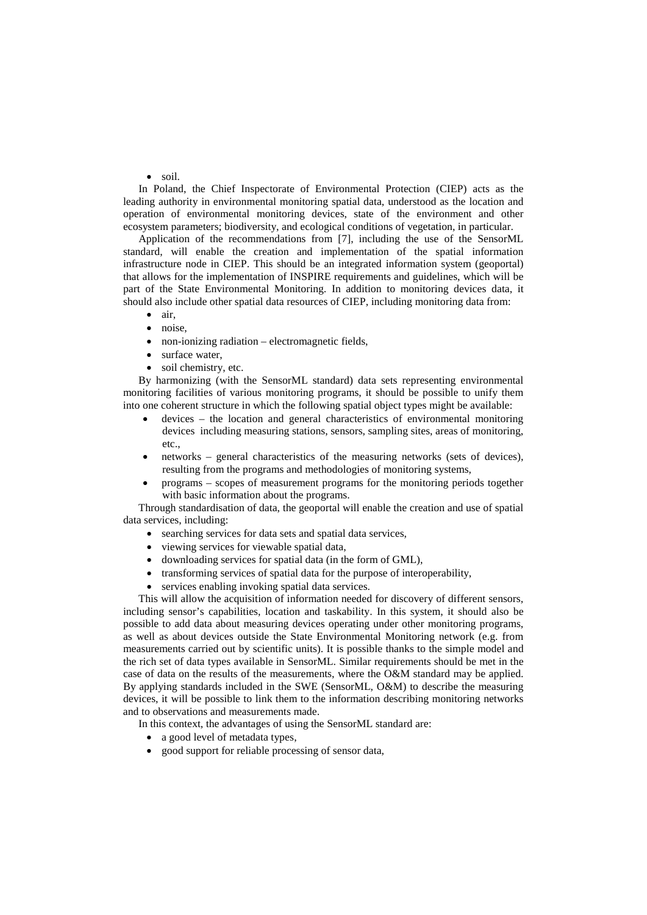- soil.

In Poland, the Chief Inspectorate of Environmental Protection (CIEP) acts as the leading authority in environmental monitoring spatial data, understood as the location and operation of environmental monitoring devices, state of the environment and other ecosystem parameters; biodiversity, and ecological conditions of vegetation, in particular.

Application of the recommendations from [7], including the use of the SensorML standard, will enable the creation and implementation of the spatial information infrastructure node in CIEP. This should be an integrated information system (geoportal) that allows for the implementation of INSPIRE requirements and guidelines, which will be part of the State Environmental Monitoring. In addition to monitoring devices data, it should also include other spatial data resources of CIEP, including monitoring data from:

- air,
- noise,
- non-ionizing radiation – electromagnetic fields,
- surface water,
- soil chemistry, etc.

By harmonizing (with the SensorML standard) data sets representing environmental monitoring facilities of various monitoring programs, it should be possible to unify them into one coherent structure in which the following spatial object types might be available:

- devices – the location and general characteristics of environmental monitoring devices including measuring stations, sensors, sampling sites, areas of monitoring, etc.,
- networks – general characteristics of the measuring networks (sets of devices), resulting from the programs and methodologies of monitoring systems,
- programs – scopes of measurement programs for the monitoring periods together with basic information about the programs.

Through standardisation of data, the geoportal will enable the creation and use of spatial data services, including:

- searching services for data sets and spatial data services,
- viewing services for viewable spatial data,
- downloading services for spatial data (in the form of GML),
- transforming services of spatial data for the purpose of interoperability,
- services enabling invoking spatial data services.

This will allow the acquisition of information needed for discovery of different sensors, including sensor's capabilities, location and taskability. In this system, it should also be possible to add data about measuring devices operating under other monitoring programs, as well as about devices outside the State Environmental Monitoring network (e.g. from measurements carried out by scientific units). It is possible thanks to the simple model and the rich set of data types available in SensorML. Similar requirements should be met in the case of data on the results of the measurements, where the O&M standard may be applied. By applying standards included in the SWE (SensorML, O&M) to describe the measuring devices, it will be possible to link them to the information describing monitoring networks and to observations and measurements made.

In this context, the advantages of using the SensorML standard are:

- a good level of metadata types,
- good support for reliable processing of sensor data,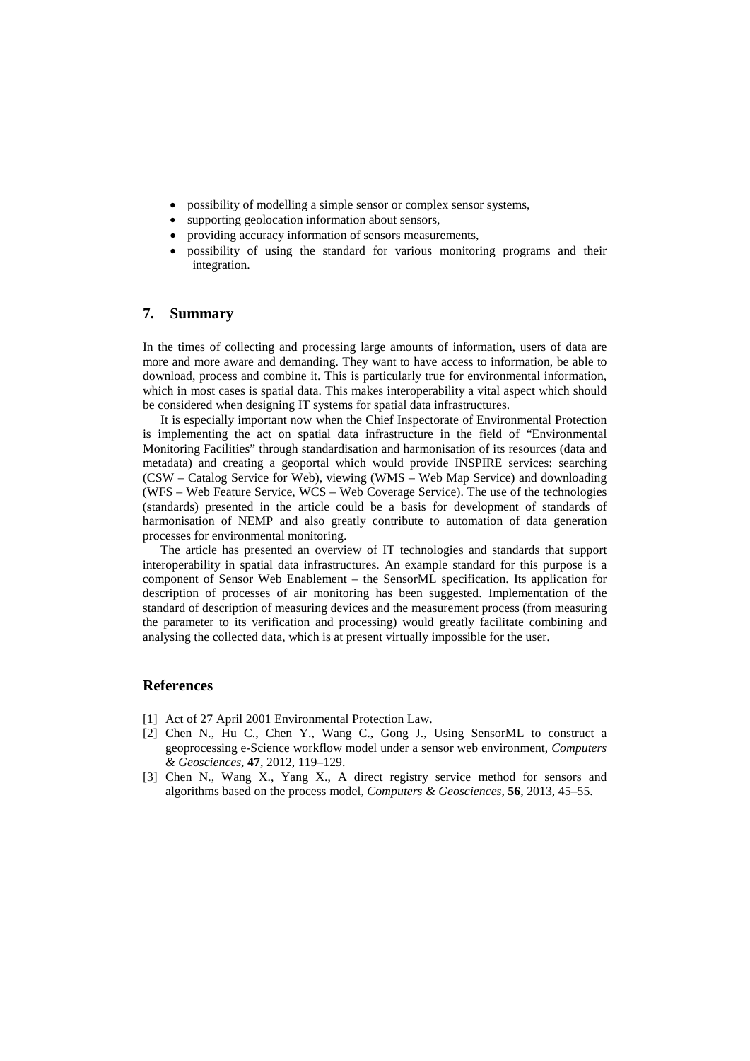- possibility of modelling a simple sensor or complex sensor systems,
- supporting geolocation information about sensors,
- providing accuracy information of sensors measurements,
- possibility of using the standard for various monitoring programs and their integration.

## 7. Summary

In the times of collecting and processing large amounts of information, users of data are more and more aware and demanding. They want to have access to information, be able to download, process and combine it. This is particularly true for environmental information, which in most cases is spatial data. This makes interoperability a vital aspect which should be considered when designing IT systems for spatial data infrastructures.

It is especially important now when the Chief Inspectorate of Environmental Protection is implementing the act on spatial data infrastructure in the field of "Environmental Monitoring Facilities" through standardisation and harmonisation of its resources (data and metadata) and creating a geoportal which would provide INSPIRE services: searching (CSW – Catalog Service for Web), viewing (WMS – Web Map Service) and downloading (WFS – Web Feature Service, WCS – Web Coverage Service). The use of the technologies (standards) presented in the article could be a basis for development of standards of harmonisation of NEMP and also greatly contribute to automation of data generation processes for environmental monitoring.

The article has presented an overview of IT technologies and standards that support interoperability in spatial data infrastructures. An example standard for this purpose is a component of Sensor Web Enablement – the SensorML specification. Its application for description of processes of air monitoring has been suggested. Implementation of the standard of description of measuring devices and the measurement process (from measuring the parameter to its verification and processing) would greatly facilitate combining and analysing the collected data, which is at present virtually impossible for the user.

## References

[1] Act of 27 April 2001 Environmental Protection Law.

[2] Chen N., Hu C., Chen Y., Wang C., Gong J., Using SensorML to construct a geoprocessing e-Science workflow model under a sensor web environment, *Computers & Geosciences*, **47**, 2012, 119–129.

[3] Chen N., Wang X., Yang X., A direct registry service method for sensors and algorithms based on the process model, *Computers & Geosciences*, **56**, 2013, 45–55.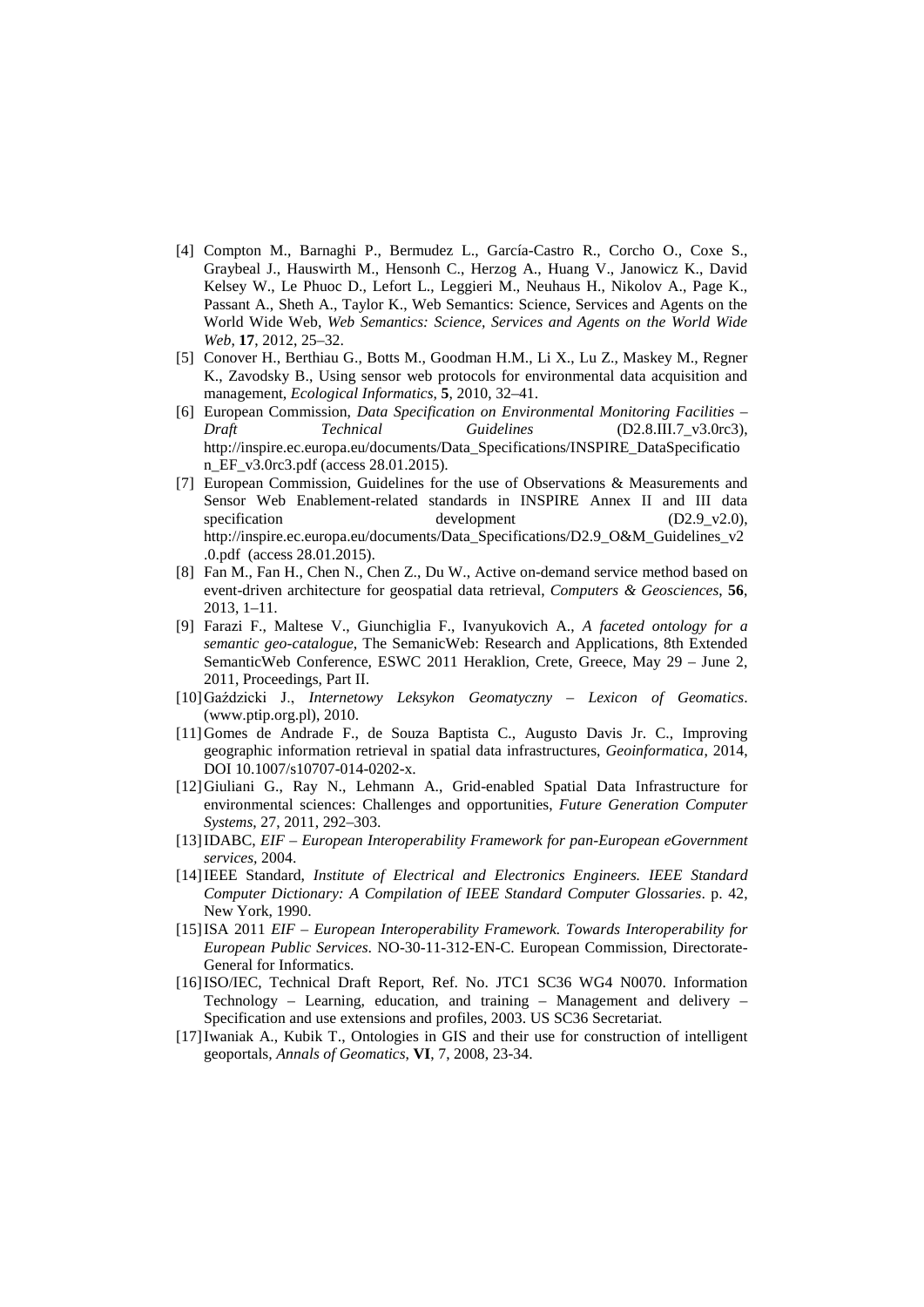[4] Compton M., Barnaghi P., Bermudez L., García-Castro R., Corcho O., Coxe S., Graybeal J., Hauswirth M., Hensonh C., Herzog A., Huang V., Janowicz K., David Kelsey W., Le Phuoc D., Lefort L., Leggieri M., Neuhaus H., Nikolov A., Page K., Passant A., Sheth A., Taylor K., Web Semantics: Science, Services and Agents on the World Wide Web, *Web Semantics: Science, Services and Agents on the World Wide Web*, **17**, 2012, 25–32.

[5] Conover H., Berthiau G., Botts M., Goodman H.M., Li X., Lu Z., Maskey M., Regner K., Zavodsky B., Using sensor web protocols for environmental data acquisition and management, *Ecological Informatics*, **5**, 2010, 32–41.

[6] European Commission, *Data Specification on Environmental Monitoring Facilities – Draft Technical Guidelines* (D2.8.III.7_v3.0rc3), http://inspire.ec.europa.eu/documents/Data_Specifications/INSPIRE_DataSpecification_EF_v3.0rc3.pdf (access 28.01.2015).

[7] European Commission, Guidelines for the use of Observations & Measurements and Sensor Web Enablement-related standards in INSPIRE Annex II and III data specification development (D2.9_v2.0), http://inspire.ec.europa.eu/documents/Data_Specifications/D2.9_O&M_Guidelines_v2.0.pdf (access 28.01.2015).

[8] Fan M., Fan H., Chen N., Chen Z., Du W., Active on-demand service method based on event-driven architecture for geospatial data retrieval, *Computers & Geosciences*, **56**, 2013, 1–11.

[9] Farazi F., Maltese V., Giunchiglia F., Ivanyukovich A., *A faceted ontology for a semantic geo-catalogue*, The SemanicWeb: Research and Applications, 8th Extended SemanticWeb Conference, ESWC 2011 Heraklion, Crete, Greece, May 29 – June 2, 2011, Proceedings, Part II.

[10] Gaździcki J., *Internetowy Leksykon Geomatyczny – Lexicon of Geomatics*. (www.ptip.org.pl), 2010.

[11] Gomes de Andrade F., de Souza Baptista C., Augusto Davis Jr. C., Improving geographic information retrieval in spatial data infrastructures, *Geoinformatica*, 2014, DOI 10.1007/s10707-014-0202-x.

[12] Giuliani G., Ray N., Lehmann A., Grid-enabled Spatial Data Infrastructure for environmental sciences: Challenges and opportunities, *Future Generation Computer Systems*, 27, 2011, 292–303.

[13] IDABC, *EIF – European Interoperability Framework for pan-European eGovernment services*, 2004.

[14] IEEE Standard, *Institute of Electrical and Electronics Engineers. IEEE Standard Computer Dictionary: A Compilation of IEEE Standard Computer Glossaries*. p. 42, New York, 1990.

[15] ISA 2011 *EIF – European Interoperability Framework. Towards Interoperability for European Public Services.* NO-30-11-312-EN-C. European Commission, Directorate-General for Informatics.

[16] ISO/IEC, Technical Draft Report, Ref. No. JTC1 SC36 WG4 N0070. Information Technology – Learning, education, and training – Management and delivery – Specification and use extensions and profiles, 2003. US SC36 Secretariat.

[17] Iwaniak A., Kubik T., Ontologies in GIS and their use for construction of intelligent geoportals, *Annals of Geomatics*, **VI**, 7, 2008, 23-34.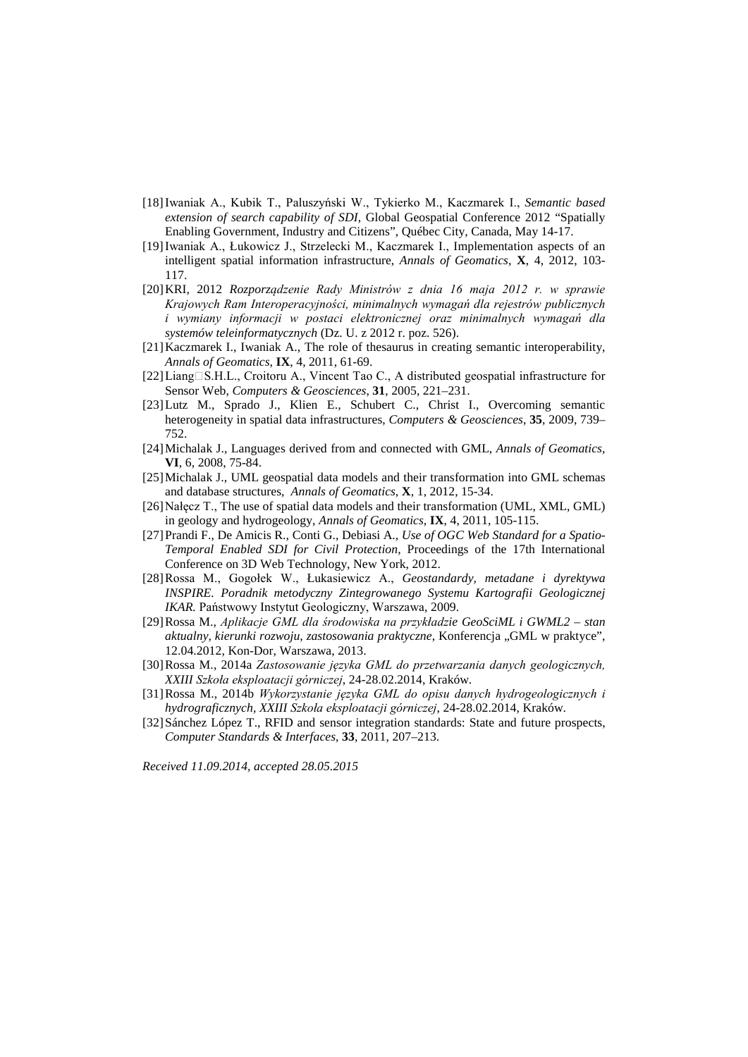[18] Iwaniak A., Kubik T., Paluszyński W., Tykierko M., Kaczmarek I., *Semantic based extension of search capability of SDI*, Global Geospatial Conference 2012 "Spatially Enabling Government, Industry and Citizens", Québec City, Canada, May 14-17.

[19] Iwaniak A., Łukowicz J., Strzelecki M., Kaczmarek I., Implementation aspects of an intelligent spatial information infrastructure, *Annals of Geomatics*, **X**, 4, 2012, 103-117.

[20] KRI, 2012 *Rozporządzenie Rady Ministrów z dnia 16 maja 2012 r. w sprawie Krajowych Ram Interoperacyjności, minimalnych wymagań dla rejestrów publicznych i wymiany informacji w postaci elektronicznej oraz minimalnych wymagań dla systemów teleinformatycznych* (Dz. U. z 2012 r. poz. 526).

[21] Kaczmarek I., Iwaniak A., The role of thesaurus in creating semantic interoperability, *Annals of Geomatics*, **IX**, 4, 2011, 61-69.

[22] Liang S.H.L., Croitoru A., Vincent Tao C., A distributed geospatial infrastructure for Sensor Web, *Computers & Geosciences*, **31**, 2005, 221–231.

[23] Lutz M., Sprado J., Klien E., Schubert C., Christ I., Overcoming semantic heterogeneity in spatial data infrastructures, *Computers & Geosciences*, **35**, 2009, 739–752.

[24] Michalak J., Languages derived from and connected with GML, *Annals of Geomatics*, **VI**, 6, 2008, 75-84.

[25] Michalak J., UML geospatial data models and their transformation into GML schemas and database structures, *Annals of Geomatics*, **X**, 1, 2012, 15-34.

[26] Nałęcz T., The use of spatial data models and their transformation (UML, XML, GML) in geology and hydrogeology, *Annals of Geomatics*, **IX**, 4, 2011, 105-115.

[27] Prandi F., De Amicis R., Conti G., Debiasi A., *Use of OGC Web Standard for a Spatio-Temporal Enabled SDI for Civil Protection*, Proceedings of the 17th International Conference on 3D Web Technology, New York, 2012.

[28] Rossa M., Gogołek W., Łukasiewicz A., *Geostandardy, metadane i dyrektywa INSPIRE. Poradnik metodyczny Zintegrowanego Systemu Kartografii Geologicznej IKAR.* Państwowy Instytut Geologiczny, Warszawa, 2009.

[29] Rossa M., *Aplikacje GML dla środowiska na przykładzie GeoSciML i GWML2 – stan aktualny, kierunki rozwoju, zastosowania praktyczne*, Konferencja „GML w praktyce", 12.04.2012, Kon-Dor, Warszawa, 2013.

[30] Rossa M., 2014a *Zastosowanie języka GML do przetwarzania danych geologicznych, XXIII Szkoła eksploatacji górniczej*, 24-28.02.2014, Kraków.

[31] Rossa M., 2014b *Wykorzystanie języka GML do opisu danych hydrogeologicznych i hydrograficznych*, *XXIII Szkoła eksploatacji górniczej*, 24-28.02.2014, Kraków.

[32] Sánchez López T., RFID and sensor integration standards: State and future prospects, *Computer Standards & Interfaces*, **33**, 2011, 207–213.

*Received 11.09.2014, accepted 28.05.2015*